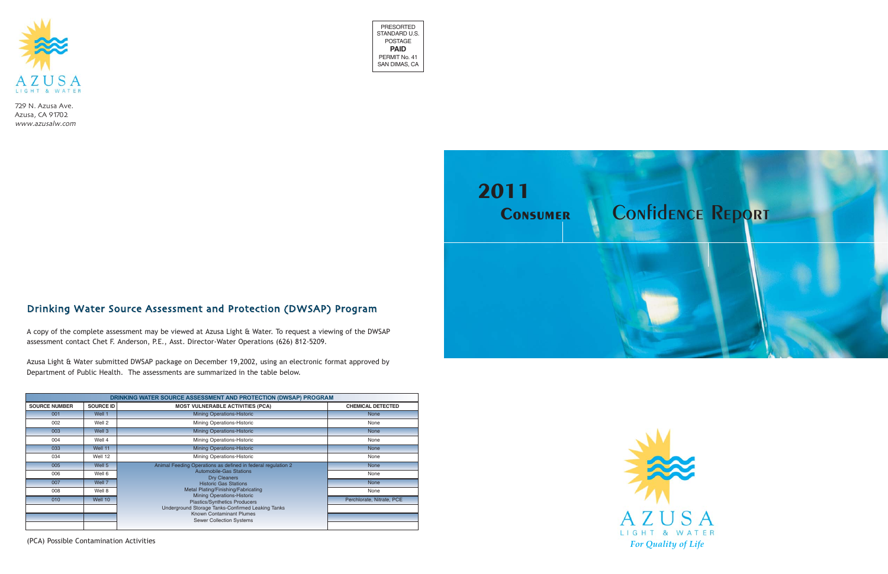AZUSA

LIGHT & WATER

729 N. Azusa Ave.
Azusa, CA 91702
*www.azusalw.com*

PRESORTED
STANDARD U.S.
POSTAGE
**PAID**
PERMIT No. 41
SAN DIMAS, CA

# 2011 Consumer Confidence Report

## Drinking Water Source Assessment and Protection (DWSAP) Program

A copy of the complete assessment may be viewed at Azusa Light & Water. To request a viewing of the DWSAP assessment contact Chet F. Anderson, P.E., Asst. Director-Water Operations (626) 812-5209.

Azusa Light & Water submitted DWSAP package on December 19,2002, using an electronic format approved by Department of Public Health. The assessments are summarized in the table below.

| DRINKING WATER SOURCE ASSESSMENT AND PROTECTION (DWSAP) PROGRAM | | | |
|---|---|---|---|
| SOURCE NUMBER | SOURCE ID | MOST VULNERABLE ACTIVITIES (PCA) | CHEMICAL DETECTED |
| 001 | Well 1 | Mining Operations-Historic | None |
| 002 | Well 2 | Mining Operations-Historic | None |
| 003 | Well 3 | Mining Operations-Historic | None |
| 004 | Well 4 | Mining Operations-Historic | None |
| 033 | Well 11 | Mining Operations-Historic | None |
| 034 | Well 12 | Mining Operations-Historic | None |
| 005 | Well 5 | Animal Feeding Operations as defined in federal regulation 2<br>Automobile-Gas Stations<br>Dry Cleaners<br>Historic Gas Stations<br>Metal Plating/Finishing/Fabricating<br>Mining Operations-Historic<br>Plastics/Synthetics Producers<br>Underground Storage Tanks-Confirmed Leaking Tanks<br>Known Contaminant Plumes<br>Sewer Collection Systems | None |
| 006 | Well 6 | | None |
| 007 | Well 7 | | None |
| 008 | Well 8 | | None |
| 010 | Well 10 | | Perchlorate, Nitrate, PCE |
| | | | |
| | | | |
| | | | |

(PCA) Possible Contamination Activities

AZUSA

LIGHT & WATER

*For Quality of Life*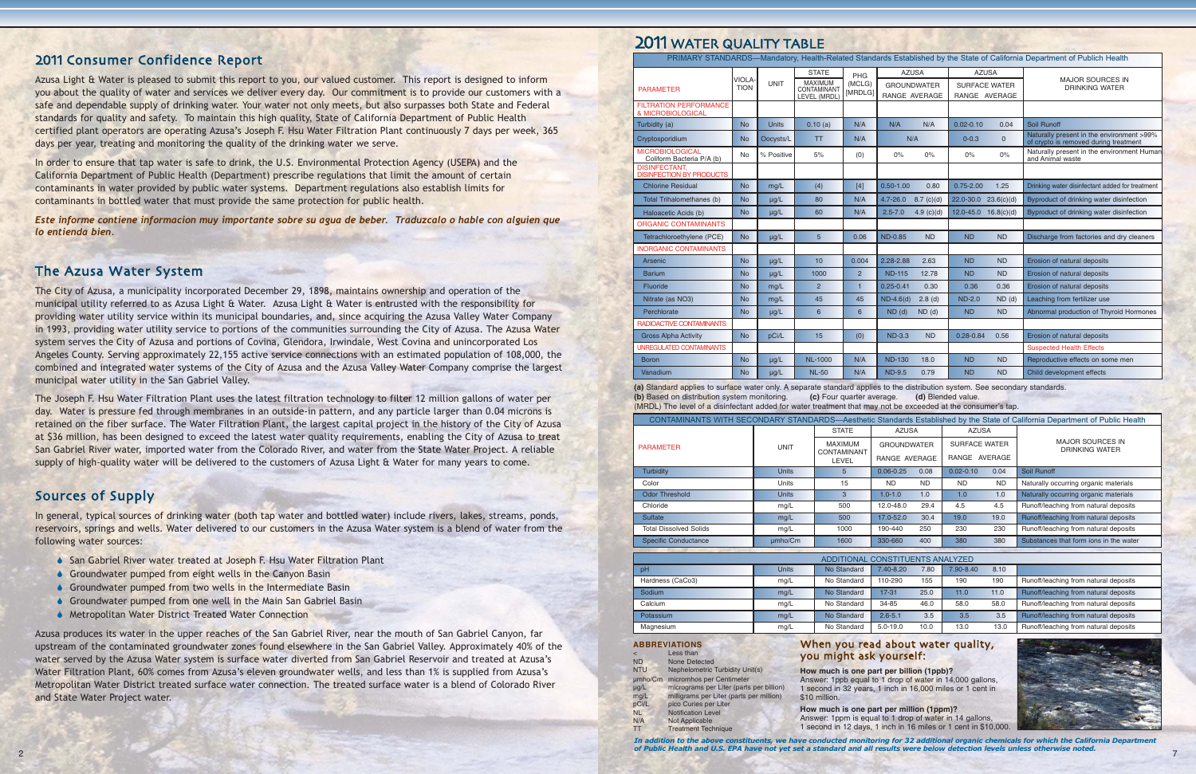## 2011 Consumer Confidence Report

Azusa Light & Water is pleased to submit this report to you, our valued customer. This report is designed to inform you about the quality of water and services we deliver every day. Our commitment is to provide our customers with a safe and dependable supply of drinking water. Your water not only meets, but also surpasses both State and Federal standards for quality and safety. To maintain this high quality, State of California Department of Public Health certified plant operators are operating Azusa's Joseph F. Hsu Water Filtration Plant continuously 7 days per week, 365 days per year, treating and monitoring the quality of the drinking water we serve.

In order to ensure that tap water is safe to drink, the U.S. Environmental Protection Agency (USEPA) and the California Department of Public Health (Department) prescribe regulations that limit the amount of certain contaminants in water provided by public water systems. Department regulations also establish limits for contaminants in bottled water that must provide the same protection for public health.

***Este informe contiene informacion muy importante sobre su agua de beber. Traduzcalo o hable con alguien que lo entienda bien.***

## The Azusa Water System

The City of Azusa, a municipality incorporated December 29, 1898, maintains ownership and operation of the municipal utility referred to as Azusa Light & Water. Azusa Light & Water is entrusted with the responsibility for providing water utility service within its municipal boundaries, and, since acquiring the Azusa Valley Water Company in 1993, providing water utility service to portions of the communities surrounding the City of Azusa. The Azusa Water system serves the City of Azusa and portions of Covina, Glendora, Irwindale, West Covina and unincorporated Los Angeles County. Serving approximately 22,155 active service connections with an estimated population of 108,000, the combined and integrated water systems of the City of Azusa and the Azusa Valley Water Company comprise the largest municipal water utility in the San Gabriel Valley.

The Joseph F. Hsu Water Filtration Plant uses the latest filtration technology to filter 12 million gallons of water per day. Water is pressure fed through membranes in an outside-in pattern, and any particle larger than 0.04 microns is retained on the fiber surface. The Water Filtration Plant, the largest capital project in the history of the City of Azusa at $36 million, has been designed to exceed the latest water quality requirements, enabling the City of Azusa to treat San Gabriel River water, imported water from the Colorado River, and water from the State Water Project. A reliable supply of high-quality water will be delivered to the customers of Azusa Light & Water for many years to come.

## Sources of Supply

In general, typical sources of drinking water (both tap water and bottled water) include rivers, lakes, streams, ponds, reservoirs, springs and wells. Water delivered to our customers in the Azusa Water system is a blend of water from the following water sources:

- San Gabriel River water treated at Joseph F. Hsu Water Filtration Plant
- Groundwater pumped from eight wells in the Canyon Basin
- Groundwater pumped from two wells in the Intermediate Basin
- Groundwater pumped from one well in the Main San Gabriel Basin
- Metropolitan Water District Treated Water Connection

Azusa produces its water in the upper reaches of the San Gabriel River, near the mouth of San Gabriel Canyon, far upstream of the contaminated groundwater zones found elsewhere in the San Gabriel Valley. Approximately 40% of the water served by the Azusa Water system is surface water diverted from San Gabriel Reservoir and treated at Azusa's Water Filtration Plant, 60% comes from Azusa's eleven groundwater wells, and less than 1% is supplied from Azusa's Metropolitan Water District treated surface water connection. The treated surface water is a blend of Colorado River and State Water Project water.

## 2011 WATER QUALITY TABLE

PRIMARY STANDARDS—Mandatory, Health-Related Standards Established by the State of California Department of Publich Health

| PARAMETER | VIOLATION | UNIT | STATE MAXIMUM CONTAMINANT LEVEL (MRDL) | PHG (MCLG) [MRDLG] | AZUSA GROUNDWATER RANGE | AZUSA GROUNDWATER AVERAGE | AZUSA SURFACE WATER RANGE | AZUSA SURFACE WATER AVERAGE | MAJOR SOURCES IN DRINKING WATER |
|---|---|---|---|---|---|---|---|---|---|
| **FILTRATION PERFORMANCE & MICROBIOLOGICAL** | | | | | | | | | |
| Turbidity (a) | No | Units | 0.10 (a) | N/A | N/A | N/A | 0.02-0.10 | 0.04 | Soil Runoff |
| Cryptosporidium | No | Oocysts/L | TT | N/A | N/A | | 0-0.3 | 0 | Naturally present in the environment >99% of crypto is removed during treatment |
| **MICROBIOLOGICAL** Coliform Bacteria P/A (b) | No | % Positive | 5% | (0) | 0% | 0% | 0% | 0% | Naturally present in the environment Human and Animal waste |
| **DISINFECTANT, DISINFECTION BY PRODUCTS** | | | | | | | | | |
| Chlorine Residual | No | mg/L | (4) | [4] | 0.50-1.00 | 0.80 | 0.75-2.00 | 1.25 | Drinking water disinfectant added for treatment |
| Total Trihalomethanes (b) | No | µg/L | 80 | N/A | 4.7-26.0 | 8.7 (c)(d) | 22.0-30.0 | 23.6(c)(d) | Byproduct of drinking water disinfection |
| Haloacetic Acids (b) | No | µg/L | 60 | N/A | 2.5-7.0 | 4.9 (c)(d) | 12.0-45.0 | 16.8(c)(d) | Byproduct of drinking water disinfection |
| **ORGANIC CONTAMINANTS** | | | | | | | | | |
| Tetrachloroethylene (PCE) | No | µg/L | 5 | 0.06 | ND-0.85 | ND | ND | ND | Discharge from factories and dry cleaners |
| **INORGANIC CONTAMINANTS** | | | | | | | | | |
| Arsenic | No | µg/L | 10 | 0.004 | 2.28-2.88 | 2.63 | ND | ND | Erosion of natural deposits |
| Barium | No | µg/L | 1000 | 2 | ND-115 | 12.78 | ND | ND | Erosion of natural deposits |
| Fluoride | No | mg/L | 2 | 1 | 0.25-0.41 | 0.30 | 0.36 | 0.36 | Erosion of natural deposits |
| Nitrate (as NO3) | No | mg/L | 45 | 45 | ND-4.6(d) | 2.8 (d) | ND-2.0 | ND (d) | Leaching from fertilizer use |
| Perchlorate | No | µg/L | 6 | 6 | ND (d) | ND (d) | ND | ND | Abnormal production of Thyroid Hormones |
| **RADIOACTIVE CONTAMINANTS** | | | | | | | | | |
| Gross Alpha Activity | No | pCi/L | 15 | (0) | ND-3.3 | ND | 0.28-0.84 | 0.56 | Erosion of natural deposits |
| **UNREGULATED CONTAMINANTS** | | | | | | | | | Suspected Health Effects |
| Boron | No | µg/L | NL-1000 | N/A | ND-130 | 18.0 | ND | ND | Reproductive effects on some men |
| Vanadium | No | µg/L | NL-50 | N/A | ND-9.5 | 0.79 | ND | ND | Child development effects |

**(a)** Standard applies to surface water only. A separate standard applies to the distribution system. See secondary standards.
**(b)** Based on distribution system monitoring. **(c)** Four quarter average. **(d)** Blended value.
(MRDL) The level of a disinfectant added for water treatment that may not be exceeded at the consumer's tap.

CONTAMINANTS WITH SECONDARY STANDARDS—Aesthetic Standards Established by the State of California Department of Public Health

| PARAMETER | UNIT | STATE MAXIMUM CONTAMINANT LEVEL | AZUSA GROUNDWATER RANGE | AZUSA GROUNDWATER AVERAGE | AZUSA SURFACE WATER RANGE | AZUSA SURFACE WATER AVERAGE | MAJOR SOURCES IN DRINKING WATER |
|---|---|---|---|---|---|---|---|
| Turbidity | Units | 5 | 0.06-0.25 | 0.08 | 0.02-0.10 | 0.04 | Soil Runoff |
| Color | Units | 15 | ND | ND | ND | ND | Naturally occurring organic materials |
| Odor Threshold | Units | 3 | 1.0-1.0 | 1.0 | 1.0 | 1.0 | Naturally occurring organic materials |
| Chloride | mg/L | 500 | 12.0-48.0 | 29.4 | 4.5 | 4.5 | Runoff/leaching from natural deposits |
| Sulfate | mg/L | 500 | 17.0-52.0 | 30.4 | 19.0 | 19.0 | Runoff/leaching from natural deposits |
| Total Dissolved Solids | mg/L | 1000 | 190-440 | 250 | 230 | 230 | Runoff/leaching from natural deposits |
| Specific Conductance | µmho/Cm | 1600 | 330-660 | 400 | 380 | 380 | Substances that form ions in the water |

ADDITIONAL CONSTITUENTS ANALYZED

| PARAMETER | UNIT | STANDARD | GROUNDWATER RANGE | GROUNDWATER AVERAGE | SURFACE WATER RANGE | SURFACE WATER AVERAGE | MAJOR SOURCES IN DRINKING WATER |
|---|---|---|---|---|---|---|---|
| pH | Units | No Standard | 7.40-8.20 | 7.80 | 7.90-8.40 | 8.10 | |
| Hardness (CaCo3) | mg/L | No Standard | 110-290 | 155 | 190 | 190 | Runoff/leaching from natural deposits |
| Sodium | mg/L | No Standard | 17-31 | 25.0 | 11.0 | 11.0 | Runoff/leaching from natural deposits |
| Calcium | mg/L | No Standard | 34-85 | 46.0 | 58.0 | 58.0 | Runoff/leaching from natural deposits |
| Potassium | mg/L | No Standard | 2.6-5.1 | 3.5 | 3.5 | 3.5 | Runoff/leaching from natural deposits |
| Magnesium | mg/L | No Standard | 5.0-19.0 | 10.0 | 13.0 | 13.0 | Runoff/leaching from natural deposits |

### ABBREVIATIONS

- < Less than
- ND None Detected
- NTU Nephelometric Turbidity Unit(s)
- µmho/Cm micromhos per Centimeter
- µg/L micrograms per Liter (parts per billion)
- mg/L milligrams per Liter (parts per million)
- pCi/L pico Curies per Liter
- NL Notification Level
- N/A Not Applicable
- TT Treatment Technique

### When you read about water quality, you might ask yourself:

**How much is one part per billion (1ppb)?**
Answer: 1ppb equal to 1 drop of water in 14,000 gallons, 1 second in 32 years, 1 inch in 16,000 miles or 1 cent in $10 million.

**How much is one part per million (1ppm)?**
Answer: 1ppm is equal to 1 drop of water in 14 gallons, 1 second in 12 days, 1 inch in 16 miles or 1 cent in $10,000.

***In addition to the above constituents, we have conducted monitoring for 32 additional organic chemicals for which the California Department of Public Health and U.S. EPA have not yet set a standard and all results were below detection levels unless otherwise noted.***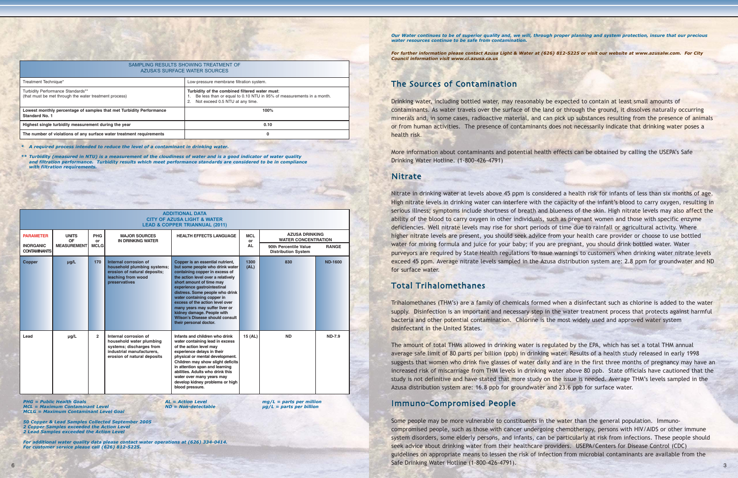| SAMPLING RESULTS SHOWING TREATMENT OF AZUSA'S SURFACE WATER SOURCES | |
|---|---|
| Treatment Technique* | Low-pressure membrane filtration system. |
| Turbidity Performance Standards** (that must be met through the water treatment process) | **Turbidity of the combined filtered water must:** 1. Be less than or equal to 0.10 NTU in 95% of measurements in a month. 2. Not exceed 0.5 NTU at any time. |
| **Lowest monthly percentage of samples that met Turbidity Performance Standard No. 1** | **100%** |
| **Highest single turbidity measurement during the year** | **0.10** |
| **The number of violations of any surface water treatment requirements** | **0** |

*\* A required process intended to reduce the level of a contaminant in drinking water.*

*\*\* Turbidity (measured in NTU) is a measurement of the cloudiness of water and is a good indicator of water quality and filtration performance. Turbidity results which meet performance standards are considered to be in compliance with filtration requirements.*

| ADDITIONAL DATA CITY OF AZUSA LIGHT & WATER LEAD & COPPER TRIANNUAL (2011) | | | | | | | |
|---|---|---|---|---|---|---|---|
| PARAMETER / INORGANIC CONTAMINANTS | UNITS OF MEASUREMENT | PHG or MCLG | MAJOR SOURCES IN DRINKING WATER | HEALTH EFFECTS LANGUAGE | MCL or AL | AZUSA DRINKING WATER CONCENTRATION | |
| | | | | | | 90th Percentile Value Distribution System | RANGE |
| Copper | µg/L | 170 | Internal corrosion of household plumbing systems; erosion of natural deposits; leaching from wood preservatives | Copper is an essential nutrient, but some people who drink water containing copper in excess of the action level over a relatively short amount of time may experience gastrointestinal distress. Some people who drink water containing copper in excess of the action level over many years may suffer liver or kidney damage. People with Wilson's Disease should consult their personal doctor. | 1300 (AL) | 830 | ND-1600 |
| Lead | µg/L | 2 | Internal corrosion of household water plumbing systems; discharges from industrial manufacturers, erosion of natural deposits | Infants and children who drink water containing lead in excess of the action level may experience delays in their physical or mental development. Children may show slight deficits in attention span and learning abilities. Adults who drink this water over many years may develop kidney problems or high blood pressure. | 15 (AL) | ND | ND-7.9 |

*PHG = Public Health Goals*
*MCL = Maximum Contaminant Level*
*MCLG = Maximum Contaminant Level Goal*
*AL = Action Level*
*ND = Non-detectable*
*mg/L = parts per million*
*µg/L = parts per billion*

*50 Copper & Lead Samples Collected September 2005*
*2 Copper Samples exceeded the Action Level*
*2 Lead Samples exceeded the Action Level*

*For additional water quality data please contact water operations at (626) 334-0414.*
*For customer service please call (626) 812-5225.*

*Our Water continues to be of superior quality and, we will, through proper planning and system protection, insure that our precious water resources continue to be safe from contamination.*

*For further information please contact Azusa Light & Water at (626) 812-5225 or visit our website at www.azusalw.com. For City Council information visit www.ci.azusa.ca.us*

## The Sources of Contamination

Drinking water, including bottled water, may reasonably be expected to contain at least small amounts of contaminants. As water travels over the surface of the land or through the ground, it dissolves naturally occurring minerals and, in some cases, radioactive material, and can pick up substances resulting from the presence of animals or from human activities. The presence of contaminants does not necessarily indicate that drinking water poses a health risk.

More information about contaminants and potential health effects can be obtained by calling the USEPA's Safe Drinking Water Hotline. (1-800-426-4791)

## Nitrate

Nitrate in drinking water at levels above 45 ppm is considered a health risk for infants of less than six months of age. High nitrate levels in drinking water can interfere with the capacity of the infant's blood to carry oxygen, resulting in serious illness; symptoms include shortness of breath and blueness of the skin. High nitrate levels may also affect the ability of the blood to carry oxygen in other individuals, such as pregnant women and those with specific enzyme deficiencies. Well nitrate levels may rise for short periods of time due to rainfall or agricultural activity. Where higher nitrate levels are present, you should seek advice from your health care provider or choose to use bottled water for mixing formula and juice for your baby; if you are pregnant, you should drink bottled water. Water purveyors are required by State Health regulations to issue warnings to customers when drinking water nitrate levels exceed 45 ppm. Average nitrate levels sampled in the Azusa distribution system are: 2.8 ppm for groundwater and ND for surface water.

## Total Trihalomethanes

Trihalomethanes (THM's) are a family of chemicals formed when a disinfectant such as chlorine is added to the water supply. Disinfection is an important and necessary step in the water treatment process that protects against harmful bacteria and other potential contamination. Chlorine is the most widely used and approved water system disinfectant in the United States.

The amount of total THMs allowed in drinking water is regulated by the EPA, which has set a total THM annual average safe limit of 80 parts per billion (ppb) in drinking water. Results of a health study released in early 1998 suggests that women who drink five glasses of water daily and are in the first three months of pregnancy may have an increased risk of miscarriage from THM levels in drinking water above 80 ppb. State officials have cautioned that the study is not definitive and have stated that more study on the issue is needed. Average THM's levels sampled in the Azusa distribution system are: 16.8 ppb for groundwater and 23.6 ppb for surface water.

## Immuno-Compromised People

Some people may be more vulnerable to constituents in the water than the general population. Immuno-compromised people, such as those with cancer undergoing chemotherapy, persons with HIV/AIDS or other immune system disorders, some elderly persons, and infants, can be particularly at risk from infections. These people should seek advice about drinking water from their healthcare providers. USEPA/Centers for Disease Control (CDC) guidelines on appropriate means to lessen the risk of infection from microbial contaminants are available from the Safe Drinking Water Hotline (1-800-426-4791).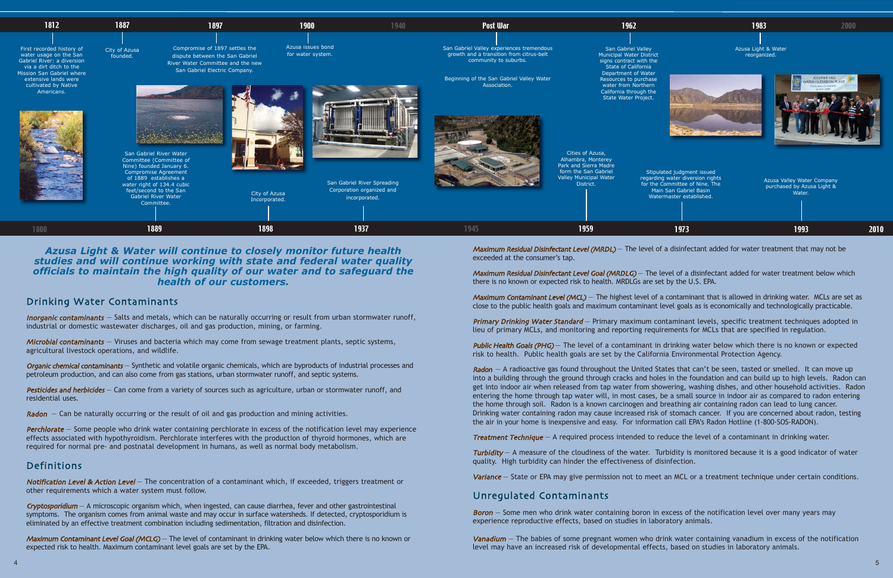1812

First recorded history of water usage on the San Gabriel River: a diversion via a dirt ditch to the Mission San Gabriel where extensive lands were cultivated by Native Americans.

1887

City of Azusa founded.

1889

San Gabriel River Water Committee (Committee of Nine) founded January 6. Compromise Agreement of 1889 establishes a water right of 134.4 cubic feet/second to the San Gabriel River Water Committee.

1897

Compromise of 1897 settles the dispute between the San Gabriel River Water Committee and the new San Gabriel Electric Company.

1898

City of Azusa Incorporated.

1900

Azusa issues bond for water system.

1937

San Gabriel River Spreading Corporation organized and incorporated.

Post War

San Gabriel Valley experiences tremendous growth and a transition from citrus-belt community to suburbs.

Beginning of the San Gabriel Valley Water Association.

1959

Cities of Azusa, Alhambra, Monterey Park and Sierra Madre form the San Gabriel Valley Municipal Water District.

1962

San Gabriel Valley Municipal Water District signs contract with the State of California Department of Water Resources to purchase water from Northern California through the State Water Project.

1973

Stipulated judgment issued regarding water diversion rights for the Committee of Nine. The Main San Gabriel Basin Watermaster established.

1983

Azusa Light & Water reorganized.

1993

Azusa Valley Water Company purchased by Azusa Light & Water.

2010

***Azusa Light & Water will continue to closely monitor future health studies and will continue working with state and federal water quality officials to maintain the high quality of our water and to safeguard the health of our customers.***

## Drinking Water Contaminants

*Inorganic contaminants* — Salts and metals, which can be naturally occurring or result from urban stormwater runoff, industrial or domestic wastewater discharges, oil and gas production, mining, or farming.

*Microbial contaminants* — Viruses and bacteria which may come from sewage treatment plants, septic systems, agricultural livestock operations, and wildlife.

*Organic chemical contaminants* — Synthetic and volatile organic chemicals, which are byproducts of industrial processes and petroleum production, and can also come from gas stations, urban stormwater runoff, and septic systems.

*Pesticides and herbicides* — Can come from a variety of sources such as agriculture, urban or stormwater runoff, and residential uses.

*Radon* — Can be naturally occurring or the result of oil and gas production and mining activities.

*Perchlorate* — Some people who drink water containing perchlorate in excess of the notification level may experience effects associated with hypothyroidism. Perchlorate interferes with the production of thyroid hormones, which are required for normal pre- and postnatal development in humans, as well as normal body metabolism.

## Definitions

*Notification Level & Action Level* — The concentration of a contaminant which, if exceeded, triggers treatment or other requirements which a water system must follow.

*Cryptosporidium* — A microscopic organism which, when ingested, can cause diarrhea, fever and other gastrointestinal symptoms. The organism comes from animal waste and may occur in surface watersheds. If detected, cryptosporidium is eliminated by an effective treatment combination including sedimentation, filtration and disinfection.

*Maximum Contaminant Level Goal (MCLG)* — The level of contaminant in drinking water below which there is no known or expected risk to health. Maximum contaminant level goals are set by the EPA.

*Maximum Residual Disinfectant Level (MRDL)* — The level of a disinfectant added for water treatment that may not be exceeded at the consumer's tap.

*Maximum Residual Disinfectant Level Goal (MRDLG)* — The level of a disinfectant added for water treatment below which there is no known or expected risk to health. MRDLGs are set by the U.S. EPA.

*Maximum Contaminant Level (MCL)* — The highest level of a contaminant that is allowed in drinking water. MCLs are set as close to the public health goals and maximum contaminant level goals as is economically and technologically practicable.

*Primary Drinking Water Standard* — Primary maximum contaminant levels, specific treatment techniques adopted in lieu of primary MCLs, and monitoring and reporting requirements for MCLs that are specified in regulation.

*Public Health Goals (PHG)* — The level of a contaminant in drinking water below which there is no known or expected risk to health. Public health goals are set by the California Environmental Protection Agency.

*Radon* — A radioactive gas found throughout the United States that can't be seen, tasted or smelled. It can move up into a building through the ground through cracks and holes in the foundation and can build up to high levels. Radon can get into indoor air when released from tap water from showering, washing dishes, and other household activities. Radon entering the home through tap water will, in most cases, be a small source in indoor air as compared to radon entering the home through soil. Radon is a known carcinogen and breathing air containing radon can lead to lung cancer. Drinking water containing radon may cause increased risk of stomach cancer. If you are concerned about radon, testing the air in your home is inexpensive and easy. For information call EPA's Radon Hotline (1-800-SOS-RADON).

*Treatment Technique* — A required process intended to reduce the level of a contaminant in drinking water.

*Turbidity* — A measure of the cloudiness of the water. Turbidity is monitored because it is a good indicator of water quality. High turbidity can hinder the effectiveness of disinfection.

*Variance* — State or EPA may give permission not to meet an MCL or a treatment technique under certain conditions.

## Unregulated Contaminants

*Boron* — Some men who drink water containing boron in excess of the notification level over many years may experience reproductive effects, based on studies in laboratory animals.

*Vanadium* — The babies of some pregnant women who drink water containing vanadium in excess of the notification level may have an increased risk of developmental effects, based on studies in laboratory animals.